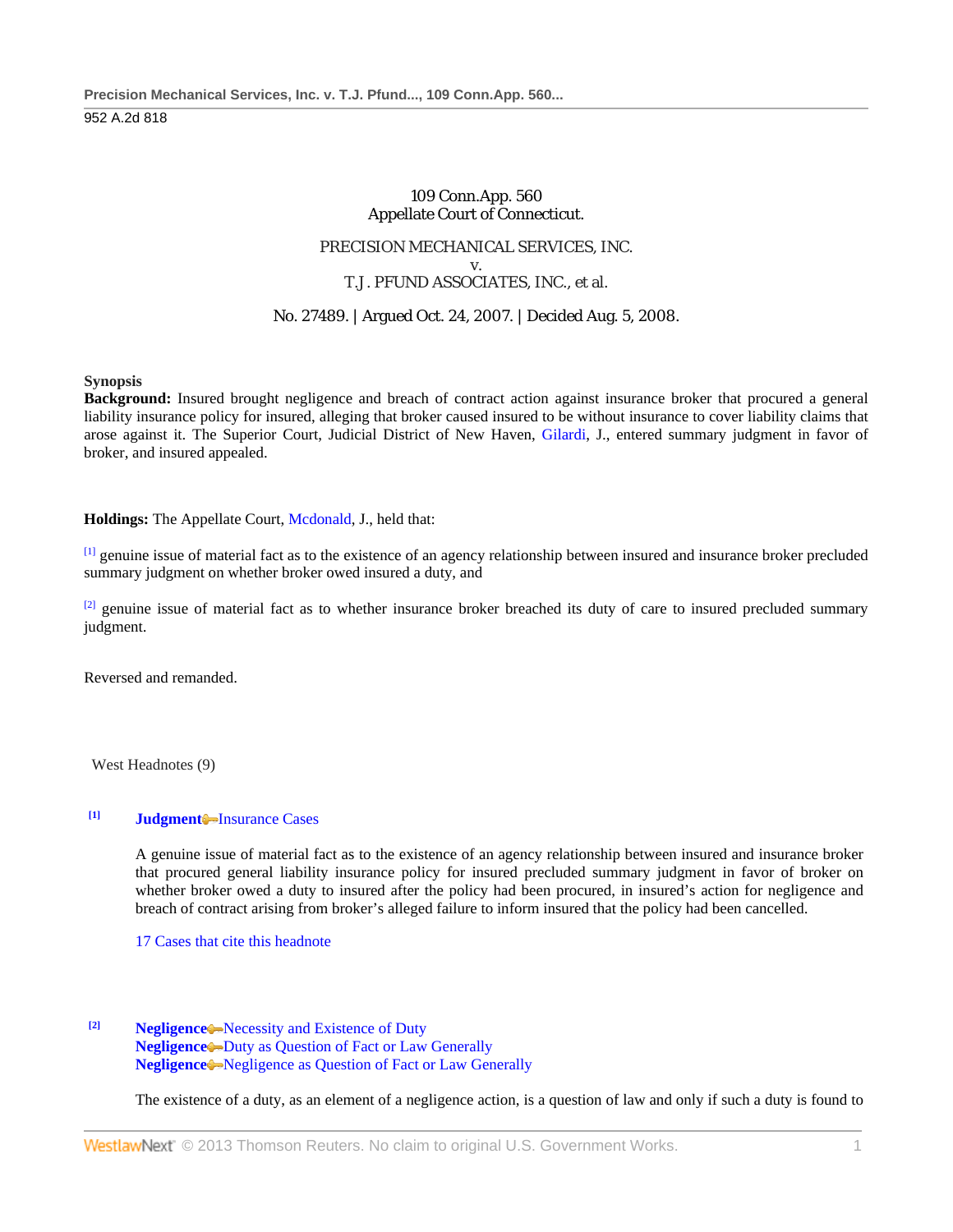109 Conn.App. 560
Appellate Court of Connecticut.

PRECISION MECHANICAL SERVICES, INC.
v.
T.J. PFUND ASSOCIATES, INC., et al.

No. 27489. | Argued Oct. 24, 2007. | Decided Aug. 5, 2008.

**Synopsis**

**Background:** Insured brought negligence and breach of contract action against insurance broker that procured a general liability insurance policy for insured, alleging that broker caused insured to be without insurance to cover liability claims that arose against it. The Superior Court, Judicial District of New Haven, Gilardi, J., entered summary judgment in favor of broker, and insured appealed.

**Holdings:** The Appellate Court, Mcdonald, J., held that:

[1] genuine issue of material fact as to the existence of an agency relationship between insured and insurance broker precluded summary judgment on whether broker owed insured a duty, and

[2] genuine issue of material fact as to whether insurance broker breached its duty of care to insured precluded summary judgment.

Reversed and remanded.

West Headnotes (9)

[1] **Judgment** Insurance Cases

A genuine issue of material fact as to the existence of an agency relationship between insured and insurance broker that procured general liability insurance policy for insured precluded summary judgment in favor of broker on whether broker owed a duty to insured after the policy had been procured, in insured's action for negligence and breach of contract arising from broker's alleged failure to inform insured that the policy had been cancelled.

17 Cases that cite this headnote

[2] **Negligence** Necessity and Existence of Duty
**Negligence** Duty as Question of Fact or Law Generally
**Negligence** Negligence as Question of Fact or Law Generally

The existence of a duty, as an element of a negligence action, is a question of law and only if such a duty is found to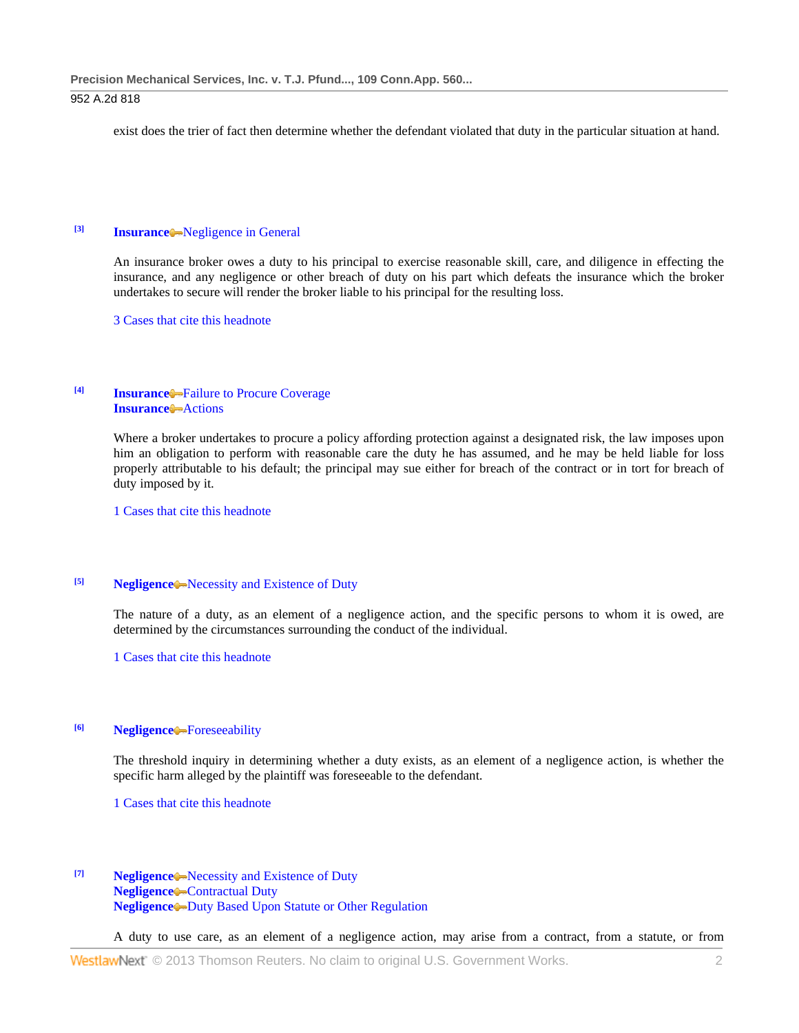exist does the trier of fact then determine whether the defendant violated that duty in the particular situation at hand.

[3] **Insurance** Negligence in General

An insurance broker owes a duty to his principal to exercise reasonable skill, care, and diligence in effecting the insurance, and any negligence or other breach of duty on his part which defeats the insurance which the broker undertakes to secure will render the broker liable to his principal for the resulting loss.

3 Cases that cite this headnote

[4] **Insurance** Failure to Procure Coverage
**Insurance** Actions

Where a broker undertakes to procure a policy affording protection against a designated risk, the law imposes upon him an obligation to perform with reasonable care the duty he has assumed, and he may be held liable for loss properly attributable to his default; the principal may sue either for breach of the contract or in tort for breach of duty imposed by it.

1 Cases that cite this headnote

[5] **Negligence** Necessity and Existence of Duty

The nature of a duty, as an element of a negligence action, and the specific persons to whom it is owed, are determined by the circumstances surrounding the conduct of the individual.

1 Cases that cite this headnote

[6] **Negligence** Foreseeability

The threshold inquiry in determining whether a duty exists, as an element of a negligence action, is whether the specific harm alleged by the plaintiff was foreseeable to the defendant.

1 Cases that cite this headnote

[7] **Negligence** Necessity and Existence of Duty
**Negligence** Contractual Duty
**Negligence** Duty Based Upon Statute or Other Regulation

A duty to use care, as an element of a negligence action, may arise from a contract, from a statute, or from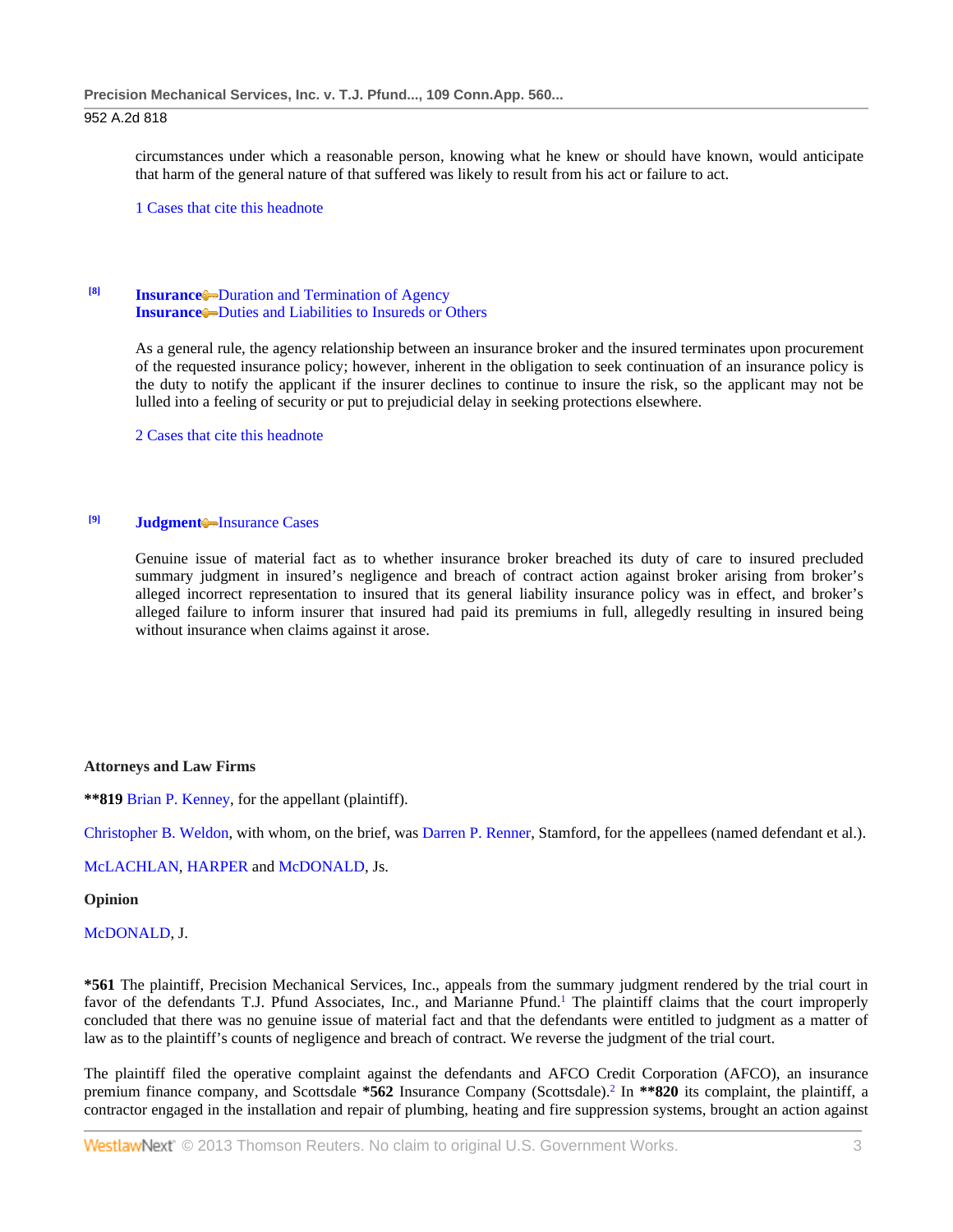circumstances under which a reasonable person, knowing what he knew or should have known, would anticipate that harm of the general nature of that suffered was likely to result from his act or failure to act.

1 Cases that cite this headnote

[8] **Insurance** Duration and Termination of Agency
**Insurance** Duties and Liabilities to Insureds or Others

As a general rule, the agency relationship between an insurance broker and the insured terminates upon procurement of the requested insurance policy; however, inherent in the obligation to seek continuation of an insurance policy is the duty to notify the applicant if the insurer declines to continue to insure the risk, so the applicant may not be lulled into a feeling of security or put to prejudicial delay in seeking protections elsewhere.

2 Cases that cite this headnote

[9] **Judgment** Insurance Cases

Genuine issue of material fact as to whether insurance broker breached its duty of care to insured precluded summary judgment in insured's negligence and breach of contract action against broker arising from broker's alleged incorrect representation to insured that its general liability insurance policy was in effect, and broker's alleged failure to inform insurer that insured had paid its premiums in full, allegedly resulting in insured being without insurance when claims against it arose.

**Attorneys and Law Firms**

****819** Brian P. Kenney, for the appellant (plaintiff).

Christopher B. Weldon, with whom, on the brief, was Darren P. Renner, Stamford, for the appellees (named defendant et al.).

McLACHLAN, HARPER and McDONALD, Js.

**Opinion**

McDONALD, J.

***561** The plaintiff, Precision Mechanical Services, Inc., appeals from the summary judgment rendered by the trial court in favor of the defendants T.J. Pfund Associates, Inc., and Marianne Pfund.[1] The plaintiff claims that the court improperly concluded that there was no genuine issue of material fact and that the defendants were entitled to judgment as a matter of law as to the plaintiff's counts of negligence and breach of contract. We reverse the judgment of the trial court.

The plaintiff filed the operative complaint against the defendants and AFCO Credit Corporation (AFCO), an insurance premium finance company, and Scottsdale ***562** Insurance Company (Scottsdale).[2] In ****820** its complaint, the plaintiff, a contractor engaged in the installation and repair of plumbing, heating and fire suppression systems, brought an action against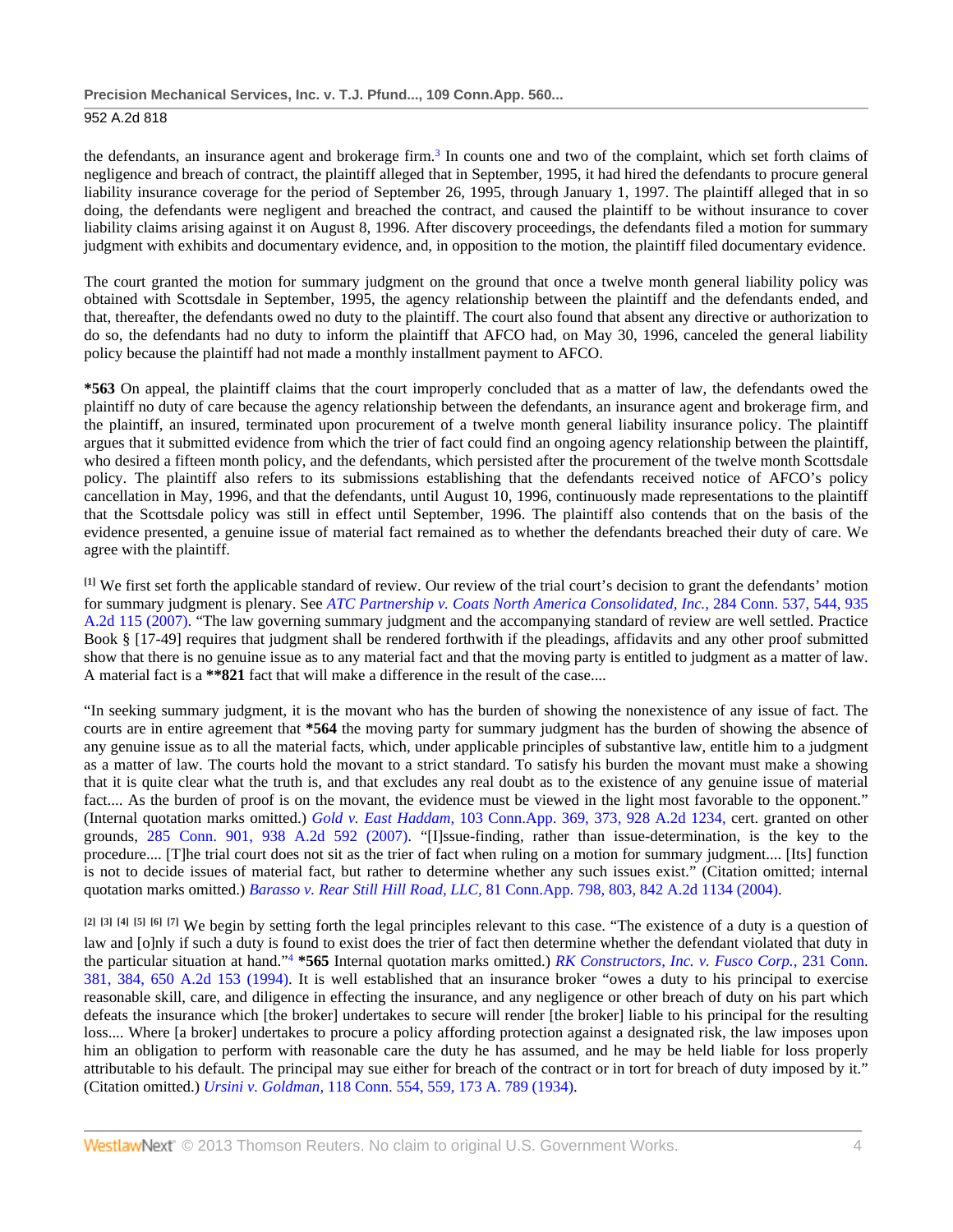the defendants, an insurance agent and brokerage firm.[3] In counts one and two of the complaint, which set forth claims of negligence and breach of contract, the plaintiff alleged that in September, 1995, it had hired the defendants to procure general liability insurance coverage for the period of September 26, 1995, through January 1, 1997. The plaintiff alleged that in so doing, the defendants were negligent and breached the contract, and caused the plaintiff to be without insurance to cover liability claims arising against it on August 8, 1996. After discovery proceedings, the defendants filed a motion for summary judgment with exhibits and documentary evidence, and, in opposition to the motion, the plaintiff filed documentary evidence.

The court granted the motion for summary judgment on the ground that once a twelve month general liability policy was obtained with Scottsdale in September, 1995, the agency relationship between the plaintiff and the defendants ended, and that, thereafter, the defendants owed no duty to the plaintiff. The court also found that absent any directive or authorization to do so, the defendants had no duty to inform the plaintiff that AFCO had, on May 30, 1996, canceled the general liability policy because the plaintiff had not made a monthly installment payment to AFCO.

**\*563** On appeal, the plaintiff claims that the court improperly concluded that as a matter of law, the defendants owed the plaintiff no duty of care because the agency relationship between the defendants, an insurance agent and brokerage firm, and the plaintiff, an insured, terminated upon procurement of a twelve month general liability insurance policy. The plaintiff argues that it submitted evidence from which the trier of fact could find an ongoing agency relationship between the plaintiff, who desired a fifteen month policy, and the defendants, which persisted after the procurement of the twelve month Scottsdale policy. The plaintiff also refers to its submissions establishing that the defendants received notice of AFCO's policy cancellation in May, 1996, and that the defendants, until August 10, 1996, continuously made representations to the plaintiff that the Scottsdale policy was still in effect until September, 1996. The plaintiff also contends that on the basis of the evidence presented, a genuine issue of material fact remained as to whether the defendants breached their duty of care. We agree with the plaintiff.

[1] We first set forth the applicable standard of review. Our review of the trial court's decision to grant the defendants' motion for summary judgment is plenary. See *ATC Partnership v. Coats North America Consolidated, Inc.,* 284 Conn. 537, 544, 935 A.2d 115 (2007). "The law governing summary judgment and the accompanying standard of review are well settled. Practice Book § [17-49] requires that judgment shall be rendered forthwith if the pleadings, affidavits and any other proof submitted show that there is no genuine issue as to any material fact and that the moving party is entitled to judgment as a matter of law. A material fact is a **\*\*821** fact that will make a difference in the result of the case....

"In seeking summary judgment, it is the movant who has the burden of showing the nonexistence of any issue of fact. The courts are in entire agreement that **\*564** the moving party for summary judgment has the burden of showing the absence of any genuine issue as to all the material facts, which, under applicable principles of substantive law, entitle him to a judgment as a matter of law. The courts hold the movant to a strict standard. To satisfy his burden the movant must make a showing that it is quite clear what the truth is, and that excludes any real doubt as to the existence of any genuine issue of material fact.... As the burden of proof is on the movant, the evidence must be viewed in the light most favorable to the opponent." (Internal quotation marks omitted.) *Gold v. East Haddam,* 103 Conn.App. 369, 373, 928 A.2d 1234, cert. granted on other grounds, 285 Conn. 901, 938 A.2d 592 (2007). "[I]ssue-finding, rather than issue-determination, is the key to the procedure.... [T]he trial court does not sit as the trier of fact when ruling on a motion for summary judgment.... [Its] function is not to decide issues of material fact, but rather to determine whether any such issues exist." (Citation omitted; internal quotation marks omitted.) *Barasso v. Rear Still Hill Road, LLC,* 81 Conn.App. 798, 803, 842 A.2d 1134 (2004).

[2] [3] [4] [5] [6] [7] We begin by setting forth the legal principles relevant to this case. "The existence of a duty is a question of law and [o]nly if such a duty is found to exist does the trier of fact then determine whether the defendant violated that duty in the particular situation at hand."[4] **\*565** Internal quotation marks omitted.) *RK Constructors, Inc. v. Fusco Corp.,* 231 Conn. 381, 384, 650 A.2d 153 (1994). It is well established that an insurance broker "owes a duty to his principal to exercise reasonable skill, care, and diligence in effecting the insurance, and any negligence or other breach of duty on his part which defeats the insurance which [the broker] undertakes to secure will render [the broker] liable to his principal for the resulting loss.... Where [a broker] undertakes to procure a policy affording protection against a designated risk, the law imposes upon him an obligation to perform with reasonable care the duty he has assumed, and he may be held liable for loss properly attributable to his default. The principal may sue either for breach of the contract or in tort for breach of duty imposed by it." (Citation omitted.) *Ursini v. Goldman,* 118 Conn. 554, 559, 173 A. 789 (1934).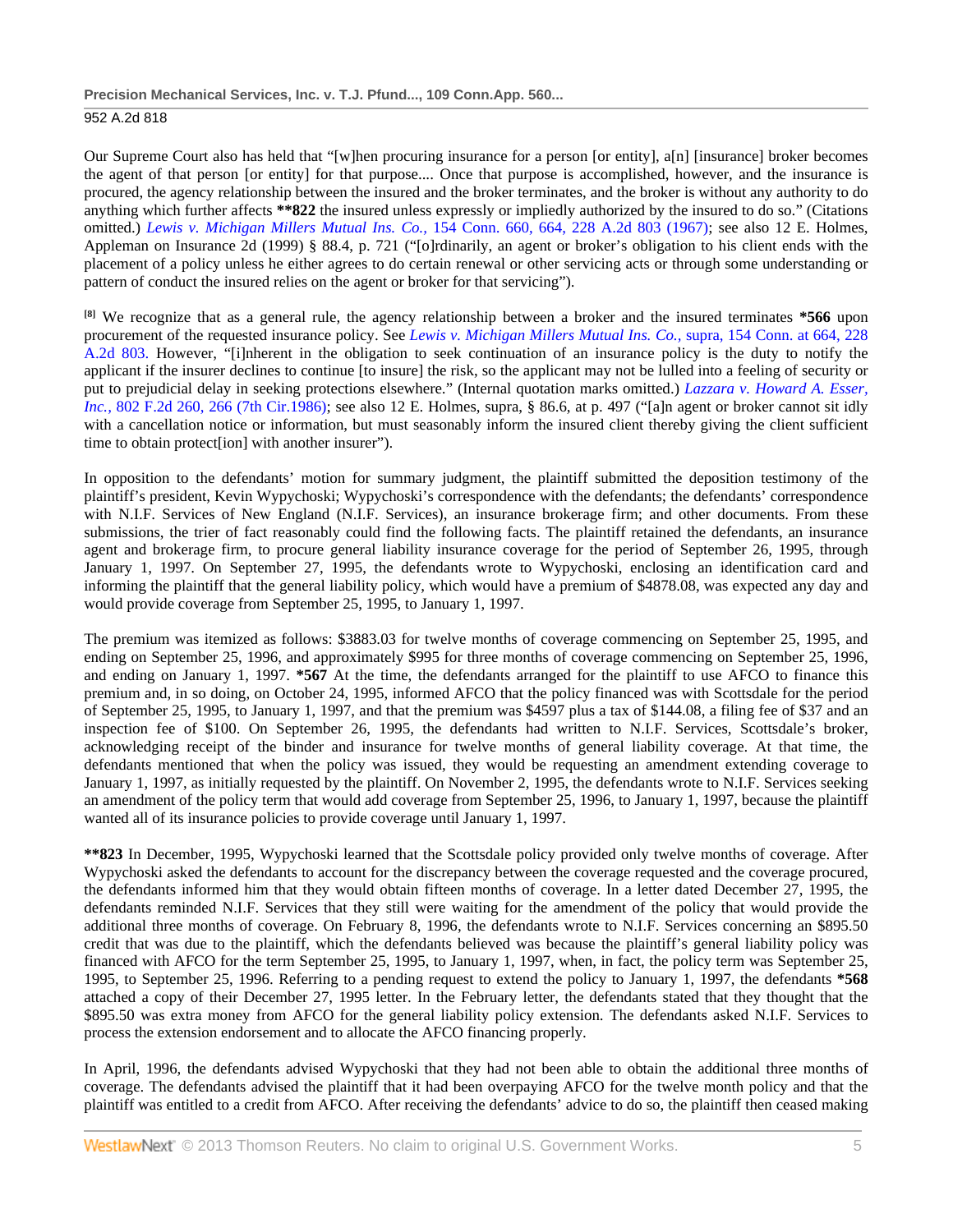Our Supreme Court also has held that "[w]hen procuring insurance for a person [or entity], a[n] [insurance] broker becomes the agent of that person [or entity] for that purpose.... Once that purpose is accomplished, however, and the insurance is procured, the agency relationship between the insured and the broker terminates, and the broker is without any authority to do anything which further affects **\*\*822** the insured unless expressly or impliedly authorized by the insured to do so." (Citations omitted.) *Lewis v. Michigan Millers Mutual Ins. Co.,* 154 Conn. 660, 664, 228 A.2d 803 (1967); see also 12 E. Holmes, Appleman on Insurance 2d (1999) § 88.4, p. 721 ("[o]rdinarily, an agent or broker's obligation to his client ends with the placement of a policy unless he either agrees to do certain renewal or other servicing acts or through some understanding or pattern of conduct the insured relies on the agent or broker for that servicing").

[8] We recognize that as a general rule, the agency relationship between a broker and the insured terminates **\*566** upon procurement of the requested insurance policy. See *Lewis v. Michigan Millers Mutual Ins. Co.,* supra, 154 Conn. at 664, 228 A.2d 803. However, "[i]nherent in the obligation to seek continuation of an insurance policy is the duty to notify the applicant if the insurer declines to continue [to insure] the risk, so the applicant may not be lulled into a feeling of security or put to prejudicial delay in seeking protections elsewhere." (Internal quotation marks omitted.) *Lazzara v. Howard A. Esser, Inc.,* 802 F.2d 260, 266 (7th Cir.1986); see also 12 E. Holmes, supra, § 86.6, at p. 497 ("[a]n agent or broker cannot sit idly with a cancellation notice or information, but must seasonably inform the insured client thereby giving the client sufficient time to obtain protect[ion] with another insurer").

In opposition to the defendants' motion for summary judgment, the plaintiff submitted the deposition testimony of the plaintiff's president, Kevin Wypychoski; Wypychoski's correspondence with the defendants; the defendants' correspondence with N.I.F. Services of New England (N.I.F. Services), an insurance brokerage firm; and other documents. From these submissions, the trier of fact reasonably could find the following facts. The plaintiff retained the defendants, an insurance agent and brokerage firm, to procure general liability insurance coverage for the period of September 26, 1995, through January 1, 1997. On September 27, 1995, the defendants wrote to Wypychoski, enclosing an identification card and informing the plaintiff that the general liability policy, which would have a premium of $4878.08, was expected any day and would provide coverage from September 25, 1995, to January 1, 1997.

The premium was itemized as follows: $3883.03 for twelve months of coverage commencing on September 25, 1995, and ending on September 25, 1996, and approximately $995 for three months of coverage commencing on September 25, 1996, and ending on January 1, 1997. **\*567** At the time, the defendants arranged for the plaintiff to use AFCO to finance this premium and, in so doing, on October 24, 1995, informed AFCO that the policy financed was with Scottsdale for the period of September 25, 1995, to January 1, 1997, and that the premium was $4597 plus a tax of $144.08, a filing fee of $37 and an inspection fee of $100. On September 26, 1995, the defendants had written to N.I.F. Services, Scottsdale's broker, acknowledging receipt of the binder and insurance for twelve months of general liability coverage. At that time, the defendants mentioned that when the policy was issued, they would be requesting an amendment extending coverage to January 1, 1997, as initially requested by the plaintiff. On November 2, 1995, the defendants wrote to N.I.F. Services seeking an amendment of the policy term that would add coverage from September 25, 1996, to January 1, 1997, because the plaintiff wanted all of its insurance policies to provide coverage until January 1, 1997.

**\*\*823** In December, 1995, Wypychoski learned that the Scottsdale policy provided only twelve months of coverage. After Wypychoski asked the defendants to account for the discrepancy between the coverage requested and the coverage procured, the defendants informed him that they would obtain fifteen months of coverage. In a letter dated December 27, 1995, the defendants reminded N.I.F. Services that they still were waiting for the amendment of the policy that would provide the additional three months of coverage. On February 8, 1996, the defendants wrote to N.I.F. Services concerning an $895.50 credit that was due to the plaintiff, which the defendants believed was because the plaintiff's general liability policy was financed with AFCO for the term September 25, 1995, to January 1, 1997, when, in fact, the policy term was September 25, 1995, to September 25, 1996. Referring to a pending request to extend the policy to January 1, 1997, the defendants **\*568** attached a copy of their December 27, 1995 letter. In the February letter, the defendants stated that they thought that the $895.50 was extra money from AFCO for the general liability policy extension. The defendants asked N.I.F. Services to process the extension endorsement and to allocate the AFCO financing properly.

In April, 1996, the defendants advised Wypychoski that they had not been able to obtain the additional three months of coverage. The defendants advised the plaintiff that it had been overpaying AFCO for the twelve month policy and that the plaintiff was entitled to a credit from AFCO. After receiving the defendants' advice to do so, the plaintiff then ceased making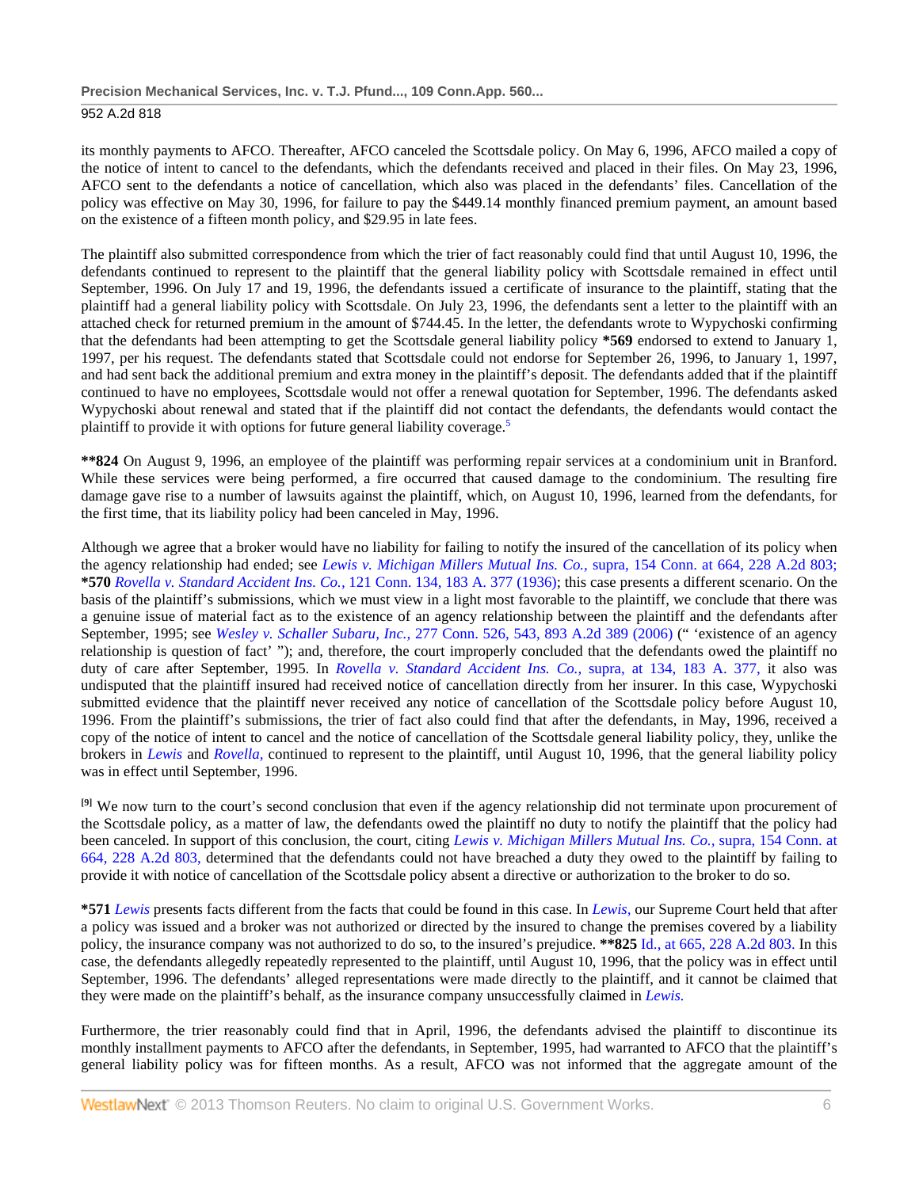its monthly payments to AFCO. Thereafter, AFCO canceled the Scottsdale policy. On May 6, 1996, AFCO mailed a copy of the notice of intent to cancel to the defendants, which the defendants received and placed in their files. On May 23, 1996, AFCO sent to the defendants a notice of cancellation, which also was placed in the defendants' files. Cancellation of the policy was effective on May 30, 1996, for failure to pay the $449.14 monthly financed premium payment, an amount based on the existence of a fifteen month policy, and $29.95 in late fees.

The plaintiff also submitted correspondence from which the trier of fact reasonably could find that until August 10, 1996, the defendants continued to represent to the plaintiff that the general liability policy with Scottsdale remained in effect until September, 1996. On July 17 and 19, 1996, the defendants issued a certificate of insurance to the plaintiff, stating that the plaintiff had a general liability policy with Scottsdale. On July 23, 1996, the defendants sent a letter to the plaintiff with an attached check for returned premium in the amount of $744.45. In the letter, the defendants wrote to Wypychoski confirming that the defendants had been attempting to get the Scottsdale general liability policy **\*569** endorsed to extend to January 1, 1997, per his request. The defendants stated that Scottsdale could not endorse for September 26, 1996, to January 1, 1997, and had sent back the additional premium and extra money in the plaintiff's deposit. The defendants added that if the plaintiff continued to have no employees, Scottsdale would not offer a renewal quotation for September, 1996. The defendants asked Wypychoski about renewal and stated that if the plaintiff did not contact the defendants, the defendants would contact the plaintiff to provide it with options for future general liability coverage.[5]

**\*\*824** On August 9, 1996, an employee of the plaintiff was performing repair services at a condominium unit in Branford. While these services were being performed, a fire occurred that caused damage to the condominium. The resulting fire damage gave rise to a number of lawsuits against the plaintiff, which, on August 10, 1996, learned from the defendants, for the first time, that its liability policy had been canceled in May, 1996.

Although we agree that a broker would have no liability for failing to notify the insured of the cancellation of its policy when the agency relationship had ended; see *Lewis v. Michigan Millers Mutual Ins. Co.,* supra, 154 Conn. at 664, 228 A.2d 803; **\*570** *Rovella v. Standard Accident Ins. Co.,* 121 Conn. 134, 183 A. 377 (1936); this case presents a different scenario. On the basis of the plaintiff's submissions, which we must view in a light most favorable to the plaintiff, we conclude that there was a genuine issue of material fact as to the existence of an agency relationship between the plaintiff and the defendants after September, 1995; see *Wesley v. Schaller Subaru, Inc.,* 277 Conn. 526, 543, 893 A.2d 389 (2006) (" 'existence of an agency relationship is question of fact' "); and, therefore, the court improperly concluded that the defendants owed the plaintiff no duty of care after September, 1995. In *Rovella v. Standard Accident Ins. Co.,* supra, at 134, 183 A. 377, it also was undisputed that the plaintiff insured had received notice of cancellation directly from her insurer. In this case, Wypychoski submitted evidence that the plaintiff never received any notice of cancellation of the Scottsdale policy before August 10, 1996. From the plaintiff's submissions, the trier of fact also could find that after the defendants, in May, 1996, received a copy of the notice of intent to cancel and the notice of cancellation of the Scottsdale general liability policy, they, unlike the brokers in *Lewis* and *Rovella,* continued to represent to the plaintiff, until August 10, 1996, that the general liability policy was in effect until September, 1996.

[9] We now turn to the court's second conclusion that even if the agency relationship did not terminate upon procurement of the Scottsdale policy, as a matter of law, the defendants owed the plaintiff no duty to notify the plaintiff that the policy had been canceled. In support of this conclusion, the court, citing *Lewis v. Michigan Millers Mutual Ins. Co.,* supra, 154 Conn. at 664, 228 A.2d 803, determined that the defendants could not have breached a duty they owed to the plaintiff by failing to provide it with notice of cancellation of the Scottsdale policy absent a directive or authorization to the broker to do so.

**\*571** *Lewis* presents facts different from the facts that could be found in this case. In *Lewis,* our Supreme Court held that after a policy was issued and a broker was not authorized or directed by the insured to change the premises covered by a liability policy, the insurance company was not authorized to do so, to the insured's prejudice. **\*\*825** Id., at 665, 228 A.2d 803. In this case, the defendants allegedly repeatedly represented to the plaintiff, until August 10, 1996, that the policy was in effect until September, 1996. The defendants' alleged representations were made directly to the plaintiff, and it cannot be claimed that they were made on the plaintiff's behalf, as the insurance company unsuccessfully claimed in *Lewis.*

Furthermore, the trier reasonably could find that in April, 1996, the defendants advised the plaintiff to discontinue its monthly installment payments to AFCO after the defendants, in September, 1995, had warranted to AFCO that the plaintiff's general liability policy was for fifteen months. As a result, AFCO was not informed that the aggregate amount of the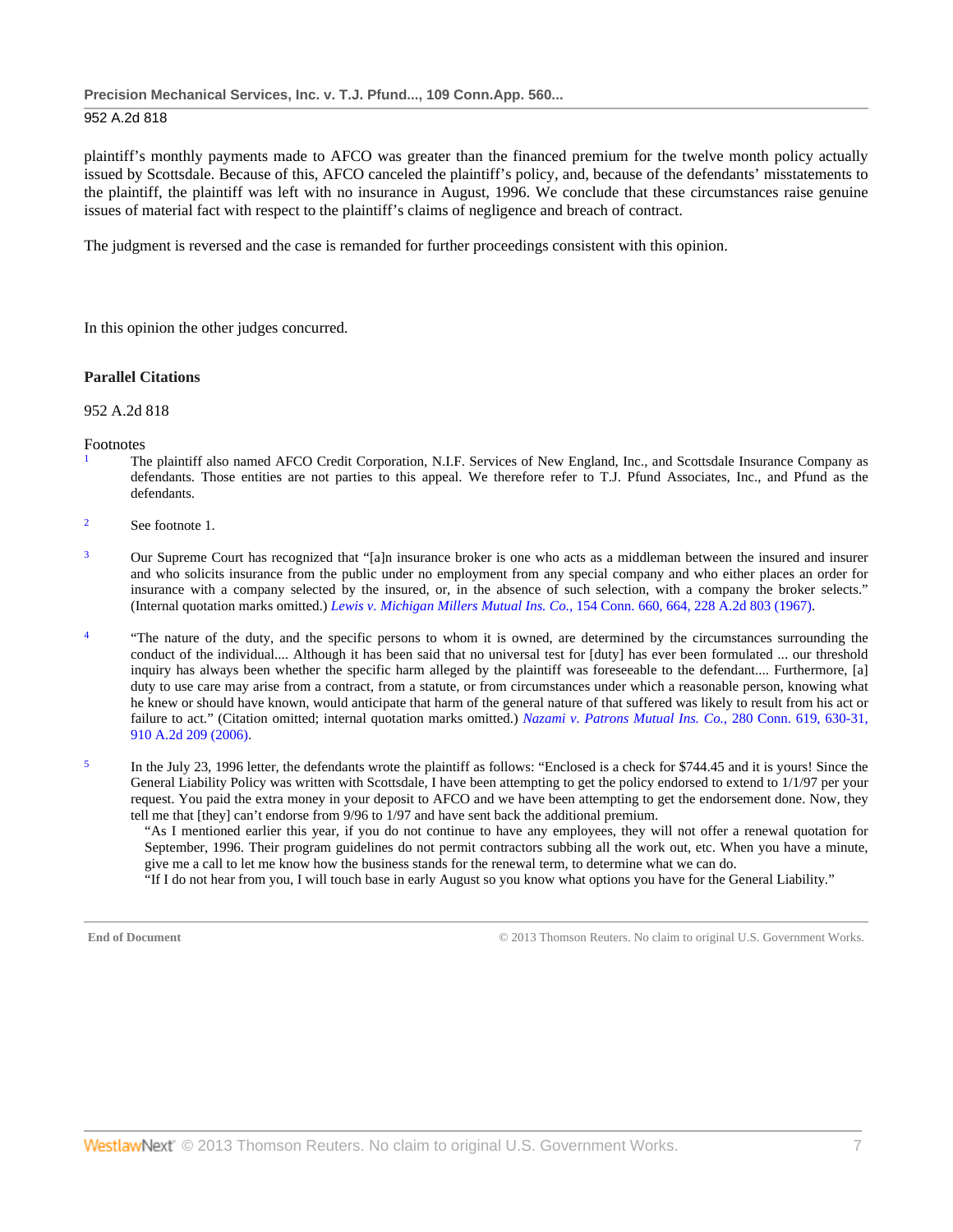plaintiff's monthly payments made to AFCO was greater than the financed premium for the twelve month policy actually issued by Scottsdale. Because of this, AFCO canceled the plaintiff's policy, and, because of the defendants' misstatements to the plaintiff, the plaintiff was left with no insurance in August, 1996. We conclude that these circumstances raise genuine issues of material fact with respect to the plaintiff's claims of negligence and breach of contract.

The judgment is reversed and the case is remanded for further proceedings consistent with this opinion.

In this opinion the other judges concurred.

**Parallel Citations**

952 A.2d 818

Footnotes

1 The plaintiff also named AFCO Credit Corporation, N.I.F. Services of New England, Inc., and Scottsdale Insurance Company as defendants. Those entities are not parties to this appeal. We therefore refer to T.J. Pfund Associates, Inc., and Pfund as the defendants.

2 See footnote 1.

3 Our Supreme Court has recognized that "[a]n insurance broker is one who acts as a middleman between the insured and insurer and who solicits insurance from the public under no employment from any special company and who either places an order for insurance with a company selected by the insured, or, in the absence of such selection, with a company the broker selects." (Internal quotation marks omitted.) *Lewis v. Michigan Millers Mutual Ins. Co.,* 154 Conn. 660, 664, 228 A.2d 803 (1967).

4 "The nature of the duty, and the specific persons to whom it is owned, are determined by the circumstances surrounding the conduct of the individual.... Although it has been said that no universal test for [duty] has ever been formulated ... our threshold inquiry has always been whether the specific harm alleged by the plaintiff was foreseeable to the defendant.... Furthermore, [a] duty to use care may arise from a contract, from a statute, or from circumstances under which a reasonable person, knowing what he knew or should have known, would anticipate that harm of the general nature of that suffered was likely to result from his act or failure to act." (Citation omitted; internal quotation marks omitted.) *Nazami v. Patrons Mutual Ins. Co.,* 280 Conn. 619, 630-31, 910 A.2d 209 (2006).

5 In the July 23, 1996 letter, the defendants wrote the plaintiff as follows: "Enclosed is a check for $744.45 and it is yours! Since the General Liability Policy was written with Scottsdale, I have been attempting to get the policy endorsed to extend to 1/1/97 per your request. You paid the extra money in your deposit to AFCO and we have been attempting to get the endorsement done. Now, they tell me that [they] can't endorse from 9/96 to 1/97 and have sent back the additional premium.

"As I mentioned earlier this year, if you do not continue to have any employees, they will not offer a renewal quotation for September, 1996. Their program guidelines do not permit contractors subbing all the work out, etc. When you have a minute, give me a call to let me know how the business stands for the renewal term, to determine what we can do.

"If I do not hear from you, I will touch base in early August so you know what options you have for the General Liability."

End of Document © 2013 Thomson Reuters. No claim to original U.S. Government Works.